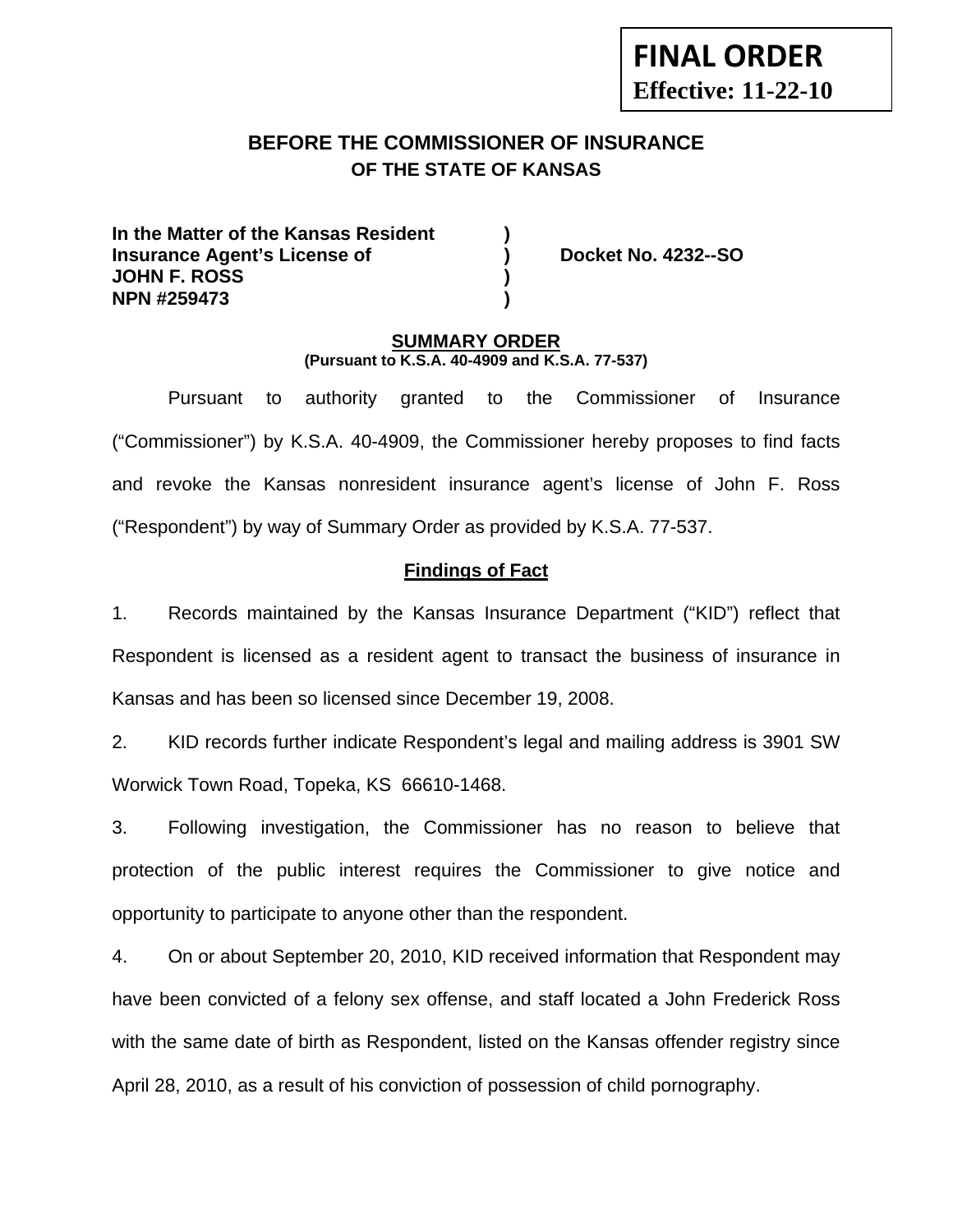**FINAL ORDER**
**Effective: 11-22-10**

## BEFORE THE COMMISSIONER OF INSURANCE
### OF THE STATE OF KANSAS

**In the Matter of the Kansas Resident )**
**Insurance Agent's License of ) Docket No. 4232--SO**
**JOHN F. ROSS )**
**NPN #259473 )**

**SUMMARY ORDER**
**(Pursuant to K.S.A. 40-4909 and K.S.A. 77-537)**

Pursuant to authority granted to the Commissioner of Insurance ("Commissioner") by K.S.A. 40-4909, the Commissioner hereby proposes to find facts and revoke the Kansas nonresident insurance agent's license of John F. Ross ("Respondent") by way of Summary Order as provided by K.S.A. 77-537.

**Findings of Fact**

1. Records maintained by the Kansas Insurance Department ("KID") reflect that Respondent is licensed as a resident agent to transact the business of insurance in Kansas and has been so licensed since December 19, 2008.

2. KID records further indicate Respondent's legal and mailing address is 3901 SW Worwick Town Road, Topeka, KS 66610-1468.

3. Following investigation, the Commissioner has no reason to believe that protection of the public interest requires the Commissioner to give notice and opportunity to participate to anyone other than the respondent.

4. On or about September 20, 2010, KID received information that Respondent may have been convicted of a felony sex offense, and staff located a John Frederick Ross with the same date of birth as Respondent, listed on the Kansas offender registry since April 28, 2010, as a result of his conviction of possession of child pornography.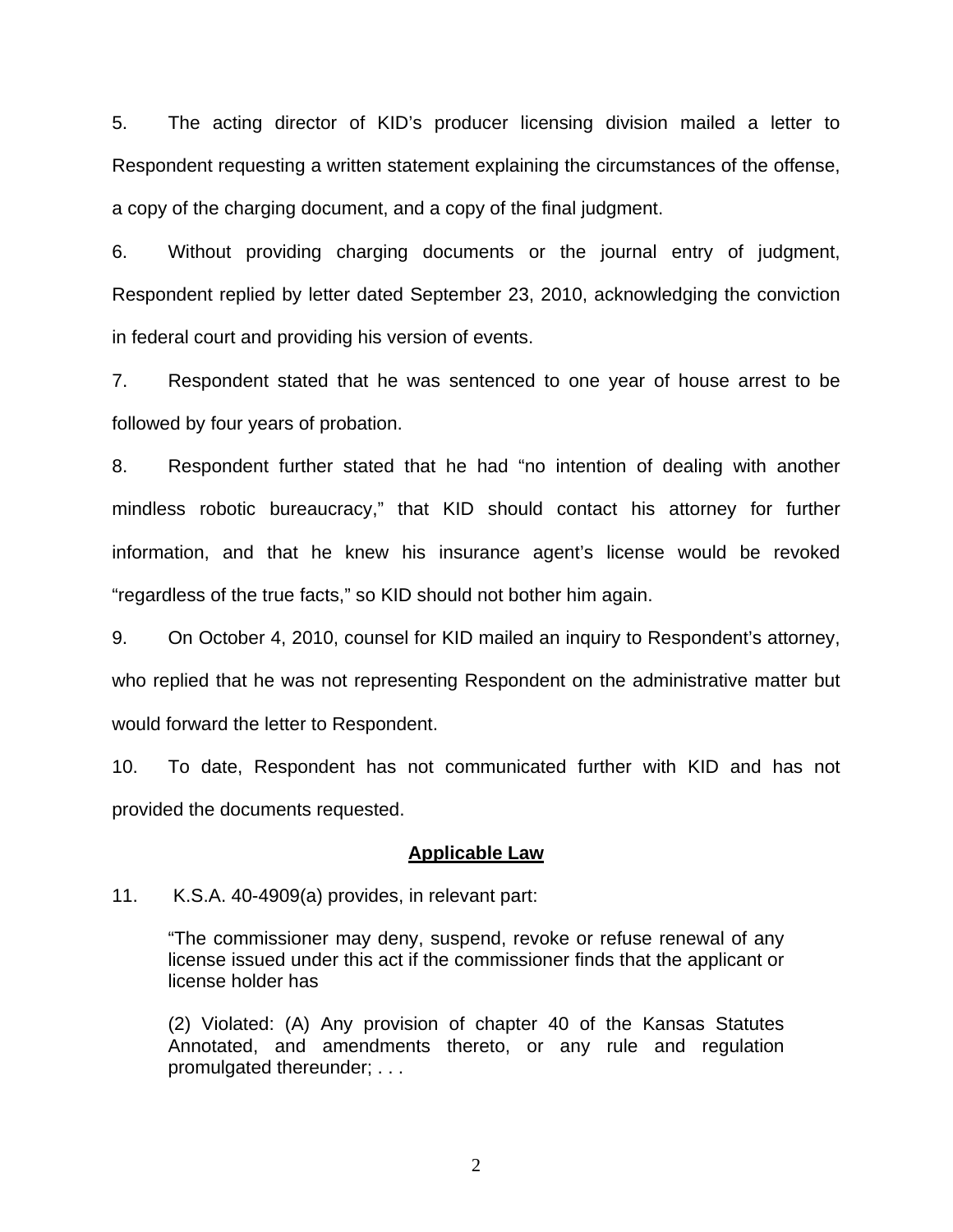5. The acting director of KID's producer licensing division mailed a letter to Respondent requesting a written statement explaining the circumstances of the offense, a copy of the charging document, and a copy of the final judgment.

6. Without providing charging documents or the journal entry of judgment, Respondent replied by letter dated September 23, 2010, acknowledging the conviction in federal court and providing his version of events.

7. Respondent stated that he was sentenced to one year of house arrest to be followed by four years of probation.

8. Respondent further stated that he had "no intention of dealing with another mindless robotic bureaucracy," that KID should contact his attorney for further information, and that he knew his insurance agent's license would be revoked "regardless of the true facts," so KID should not bother him again.

9. On October 4, 2010, counsel for KID mailed an inquiry to Respondent's attorney, who replied that he was not representing Respondent on the administrative matter but would forward the letter to Respondent.

10. To date, Respondent has not communicated further with KID and has not provided the documents requested.

## Applicable Law

11. K.S.A. 40-4909(a) provides, in relevant part:

> "The commissioner may deny, suspend, revoke or refuse renewal of any license issued under this act if the commissioner finds that the applicant or license holder has
>
> (2) Violated: (A) Any provision of chapter 40 of the Kansas Statutes Annotated, and amendments thereto, or any rule and regulation promulgated thereunder; . . .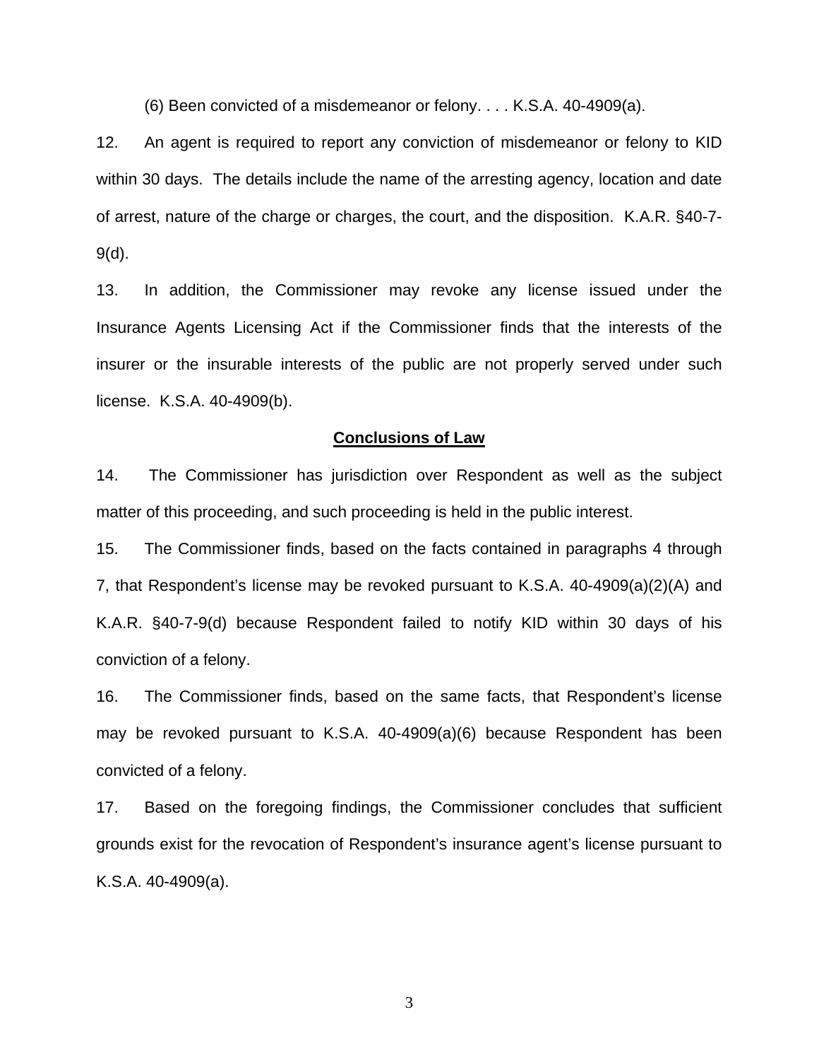(6) Been convicted of a misdemeanor or felony. . . . K.S.A. 40-4909(a).

12. An agent is required to report any conviction of misdemeanor or felony to KID within 30 days. The details include the name of the arresting agency, location and date of arrest, nature of the charge or charges, the court, and the disposition. K.A.R. §40-7-9(d).

13. In addition, the Commissioner may revoke any license issued under the Insurance Agents Licensing Act if the Commissioner finds that the interests of the insurer or the insurable interests of the public are not properly served under such license. K.S.A. 40-4909(b).

## Conclusions of Law

14. The Commissioner has jurisdiction over Respondent as well as the subject matter of this proceeding, and such proceeding is held in the public interest.

15. The Commissioner finds, based on the facts contained in paragraphs 4 through 7, that Respondent's license may be revoked pursuant to K.S.A. 40-4909(a)(2)(A) and K.A.R. §40-7-9(d) because Respondent failed to notify KID within 30 days of his conviction of a felony.

16. The Commissioner finds, based on the same facts, that Respondent's license may be revoked pursuant to K.S.A. 40-4909(a)(6) because Respondent has been convicted of a felony.

17. Based on the foregoing findings, the Commissioner concludes that sufficient grounds exist for the revocation of Respondent's insurance agent's license pursuant to K.S.A. 40-4909(a).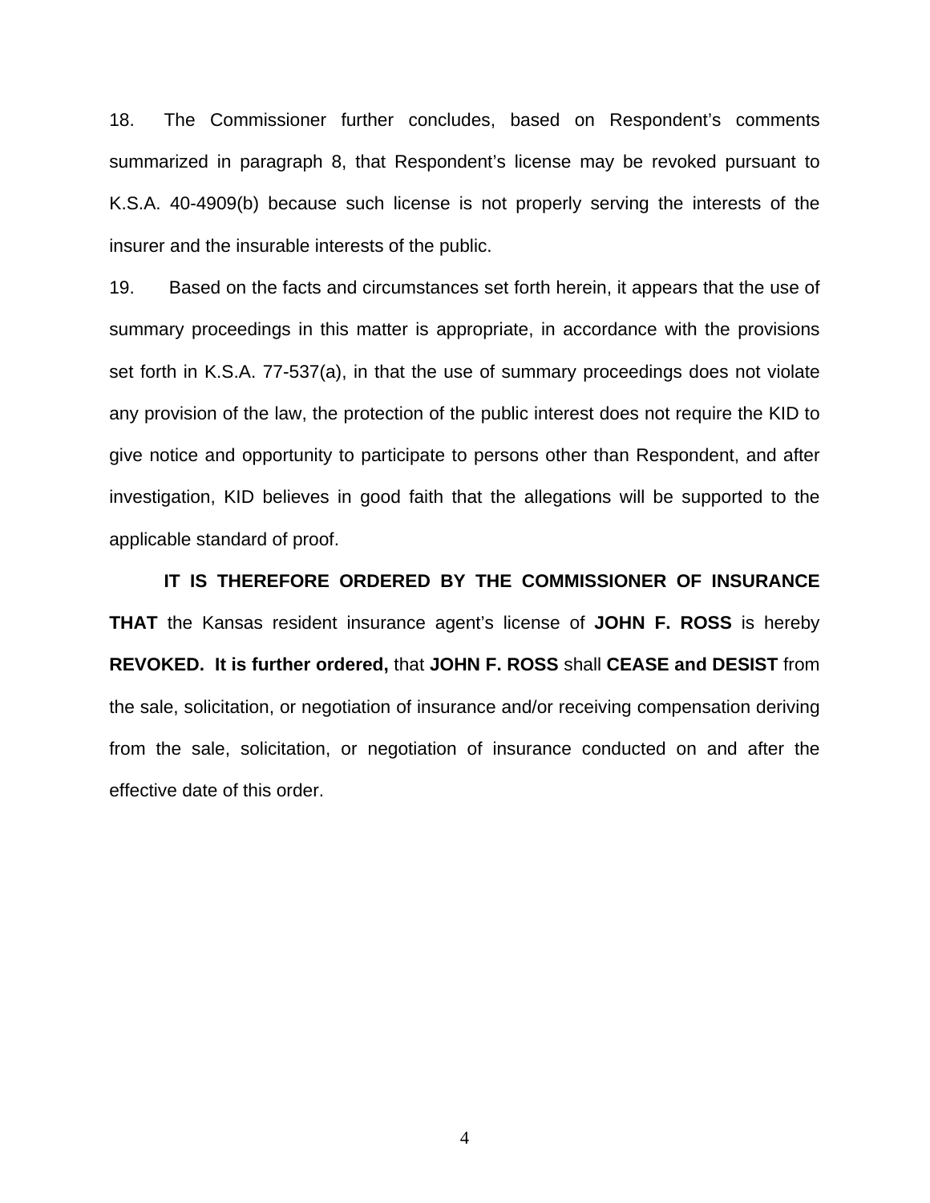18. The Commissioner further concludes, based on Respondent's comments summarized in paragraph 8, that Respondent's license may be revoked pursuant to K.S.A. 40-4909(b) because such license is not properly serving the interests of the insurer and the insurable interests of the public.

19. Based on the facts and circumstances set forth herein, it appears that the use of summary proceedings in this matter is appropriate, in accordance with the provisions set forth in K.S.A. 77-537(a), in that the use of summary proceedings does not violate any provision of the law, the protection of the public interest does not require the KID to give notice and opportunity to participate to persons other than Respondent, and after investigation, KID believes in good faith that the allegations will be supported to the applicable standard of proof.

**IT IS THEREFORE ORDERED BY THE COMMISSIONER OF INSURANCE THAT** the Kansas resident insurance agent's license of **JOHN F. ROSS** is hereby **REVOKED. It is further ordered,** that **JOHN F. ROSS** shall **CEASE and DESIST** from the sale, solicitation, or negotiation of insurance and/or receiving compensation deriving from the sale, solicitation, or negotiation of insurance conducted on and after the effective date of this order.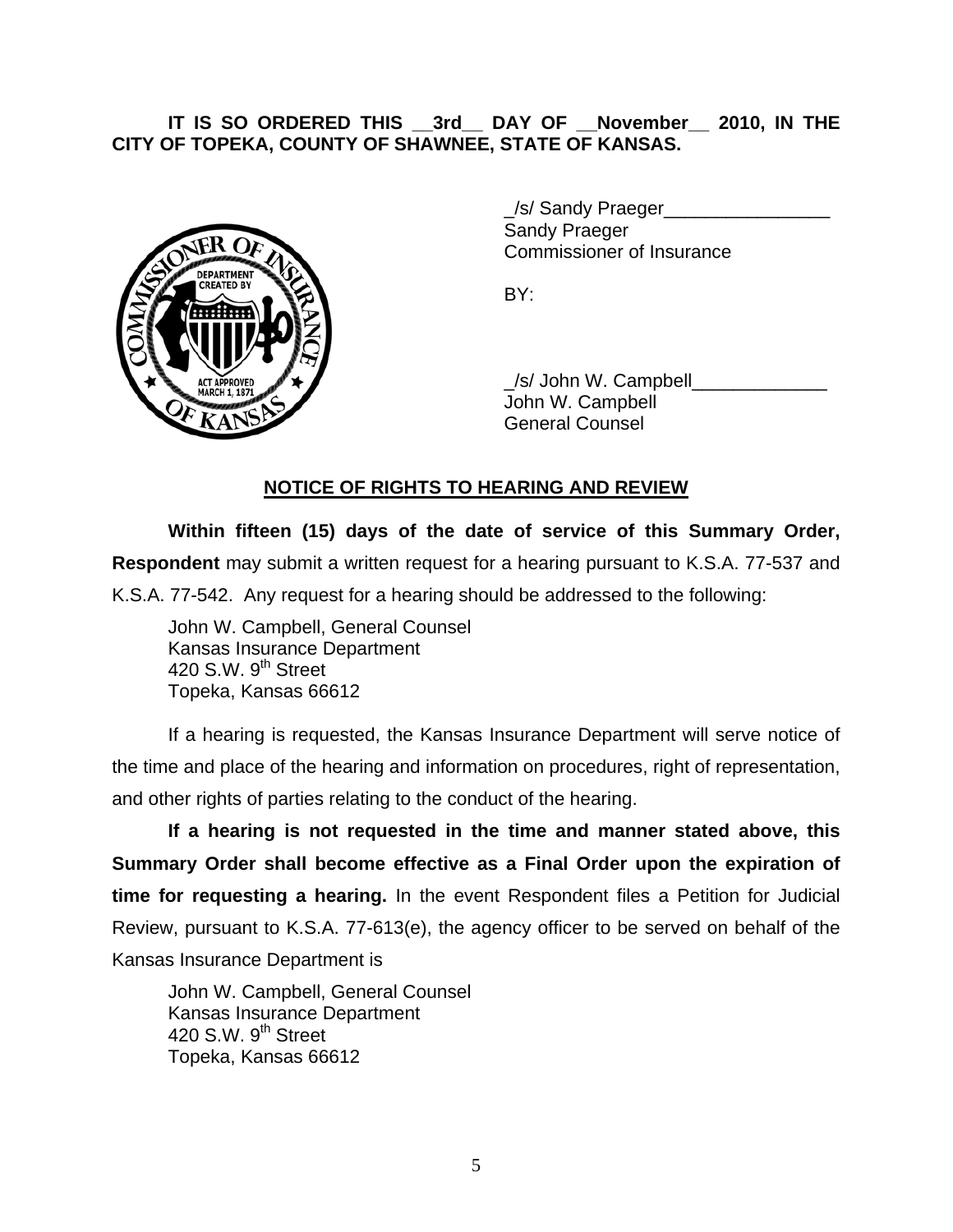**IT IS SO ORDERED THIS __3rd__ DAY OF __November__ 2010, IN THE CITY OF TOPEKA, COUNTY OF SHAWNEE, STATE OF KANSAS.**

_/s/ Sandy Praeger________________
Sandy Praeger
Commissioner of Insurance

BY:

_/s/ John W. Campbell_____________
John W. Campbell
General Counsel

## NOTICE OF RIGHTS TO HEARING AND REVIEW

**Within fifteen (15) days of the date of service of this Summary Order, Respondent** may submit a written request for a hearing pursuant to K.S.A. 77-537 and K.S.A. 77-542. Any request for a hearing should be addressed to the following:

John W. Campbell, General Counsel
Kansas Insurance Department
420 S.W. 9th Street
Topeka, Kansas 66612

If a hearing is requested, the Kansas Insurance Department will serve notice of the time and place of the hearing and information on procedures, right of representation, and other rights of parties relating to the conduct of the hearing.

**If a hearing is not requested in the time and manner stated above, this Summary Order shall become effective as a Final Order upon the expiration of time for requesting a hearing.** In the event Respondent files a Petition for Judicial Review, pursuant to K.S.A. 77-613(e), the agency officer to be served on behalf of the Kansas Insurance Department is

John W. Campbell, General Counsel
Kansas Insurance Department
420 S.W. 9th Street
Topeka, Kansas 66612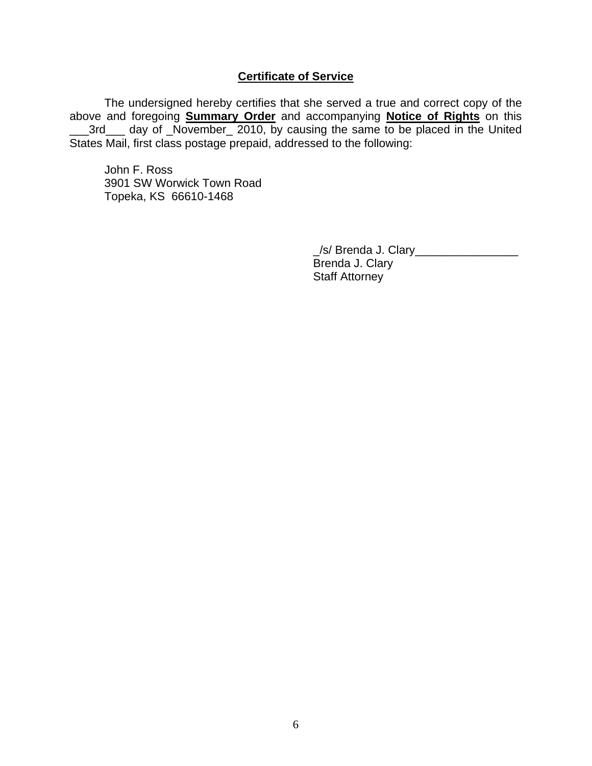**Certificate of Service**

The undersigned hereby certifies that she served a true and correct copy of the above and foregoing **Summary Order** and accompanying **Notice of Rights** on this ___3rd___ day of _November_ 2010, by causing the same to be placed in the United States Mail, first class postage prepaid, addressed to the following:

John F. Ross  
3901 SW Worwick Town Road  
Topeka, KS 66610-1468

_/s/ Brenda J. Clary________________  
Brenda J. Clary  
Staff Attorney